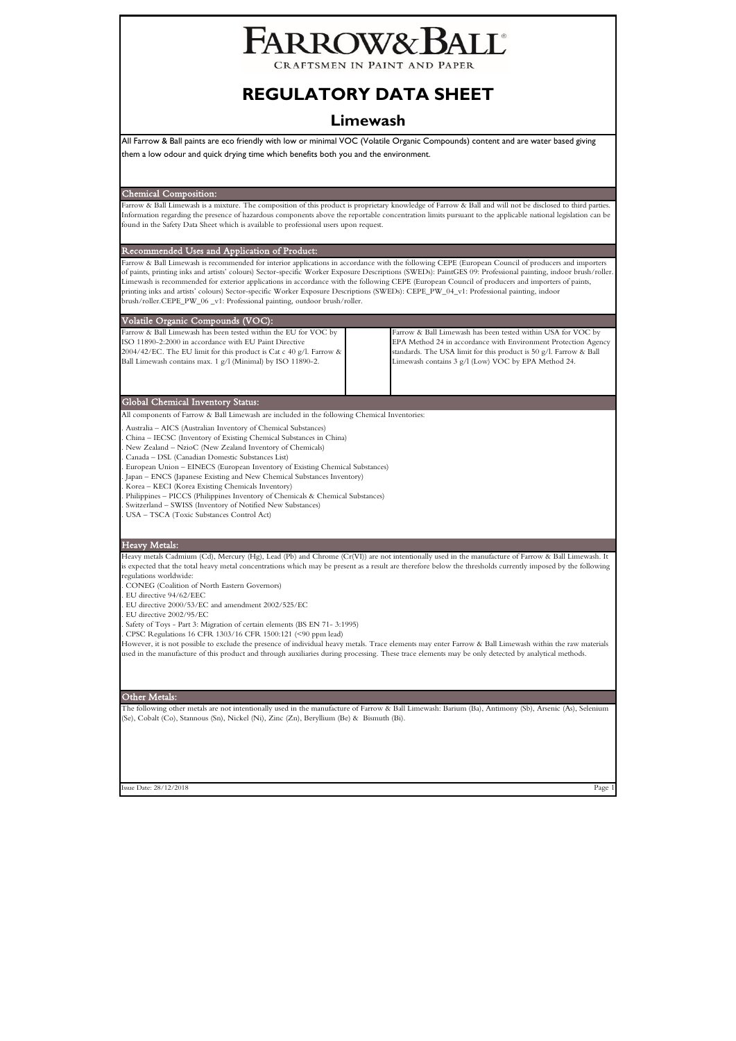# FARROW&BALL®

CRAFTSMEN IN PAINT AND PAPER

# REGULATORY DATA SHEET

## Limewash

All Farrow & Ball paints are eco friendly with low or minimal VOC (Volatile Organic Compounds) content and are water based giving them a low odour and quick drying time which benefits both you and the environment.

### Chemical Composition:

Farrow & Ball Limewash is a mixture. The composition of this product is proprietary knowledge of Farrow & Ball and will not be disclosed to third parties. Information regarding the presence of hazardous components above the reportable concentration limits pursuant to the applicable national legislation can be found in the Safety Data Sheet which is available to professional users upon request.

### Recommended Uses and Application of Product:

Farrow & Ball Limewash is recommended for interior applications in accordance with the following CEPE (European Council of producers and importers of paints, printing inks and artists' colours) Sector-specific Worker Exposure Descriptions (SWEDs): PaintGES 09: Professional painting, indoor brush/roller. Limewash is recommended for exterior applications in accordance with the following CEPE (European Council of producers and importers of paints, printing inks and artists' colours) Sector-specific Worker Exposure Descriptions (SWEDs): CEPE_PW_04_v1: Professional painting, indoor brush/roller.CEPE_PW_06 _v1: Professional painting, outdoor brush/roller.

### Volatile Organic Compounds (VOC):

Farrow & Ball Limewash has been tested within the EU for VOC by ISO 11890-2:2000 in accordance with EU Paint Directive 2004/42/EC. The EU limit for this product is Cat c 40 g/l. Farrow & Ball Limewash contains max. 1 g/l (Minimal) by ISO 11890-2.

Farrow & Ball Limewash has been tested within USA for VOC by EPA Method 24 in accordance with Environment Protection Agency standards. The USA limit for this product is 50 g/l. Farrow & Ball Limewash contains 3 g/l (Low) VOC by EPA Method 24.

### Global Chemical Inventory Status:

All components of Farrow & Ball Limewash are included in the following Chemical Inventories:

- Australia – AICS (Australian Inventory of Chemical Substances)
- China – IECSC (Inventory of Existing Chemical Substances in China)
- New Zealand – NzioC (New Zealand Inventory of Chemicals)
- Canada – DSL (Canadian Domestic Substances List)
- European Union – EINECS (European Inventory of Existing Chemical Substances)
- Japan – ENCS (Japanese Existing and New Chemical Substances Inventory)
- Korea – KECI (Korea Existing Chemicals Inventory)
- Philippines – PICCS (Philippines Inventory of Chemicals & Chemical Substances)
- Switzerland – SWISS (Inventory of Notified New Substances)
- USA – TSCA (Toxic Substances Control Act)

### Heavy Metals:

Heavy metals Cadmium (Cd), Mercury (Hg), Lead (Pb) and Chrome (Cr(VI)) are not intentionally used in the manufacture of Farrow & Ball Limewash. It is expected that the total heavy metal concentrations which may be present as a result are therefore below the thresholds currently imposed by the following regulations worldwide:

- CONEG (Coalition of North Eastern Governors)
- EU directive 94/62/EEC
- EU directive 2000/53/EC and amendment 2002/525/EC
- EU directive 2002/95/EC
- Safety of Toys - Part 3: Migration of certain elements (BS EN 71- 3:1995)
- CPSC Regulations 16 CFR 1303/16 CFR 1500:121 (<90 ppm lead)

However, it is not possible to exclude the presence of individual heavy metals. Trace elements may enter Farrow & Ball Limewash within the raw materials used in the manufacture of this product and through auxiliaries during processing. These trace elements may be only detected by analytical methods.

### Other Metals:

The following other metals are not intentionally used in the manufacture of Farrow & Ball Limewash: Barium (Ba), Antimony (Sb), Arsenic (As), Selenium (Se), Cobalt (Co), Stannous (Sn), Nickel (Ni), Zinc (Zn), Beryllium (Be) & Bismuth (Bi).

Issue Date: 28/12/2018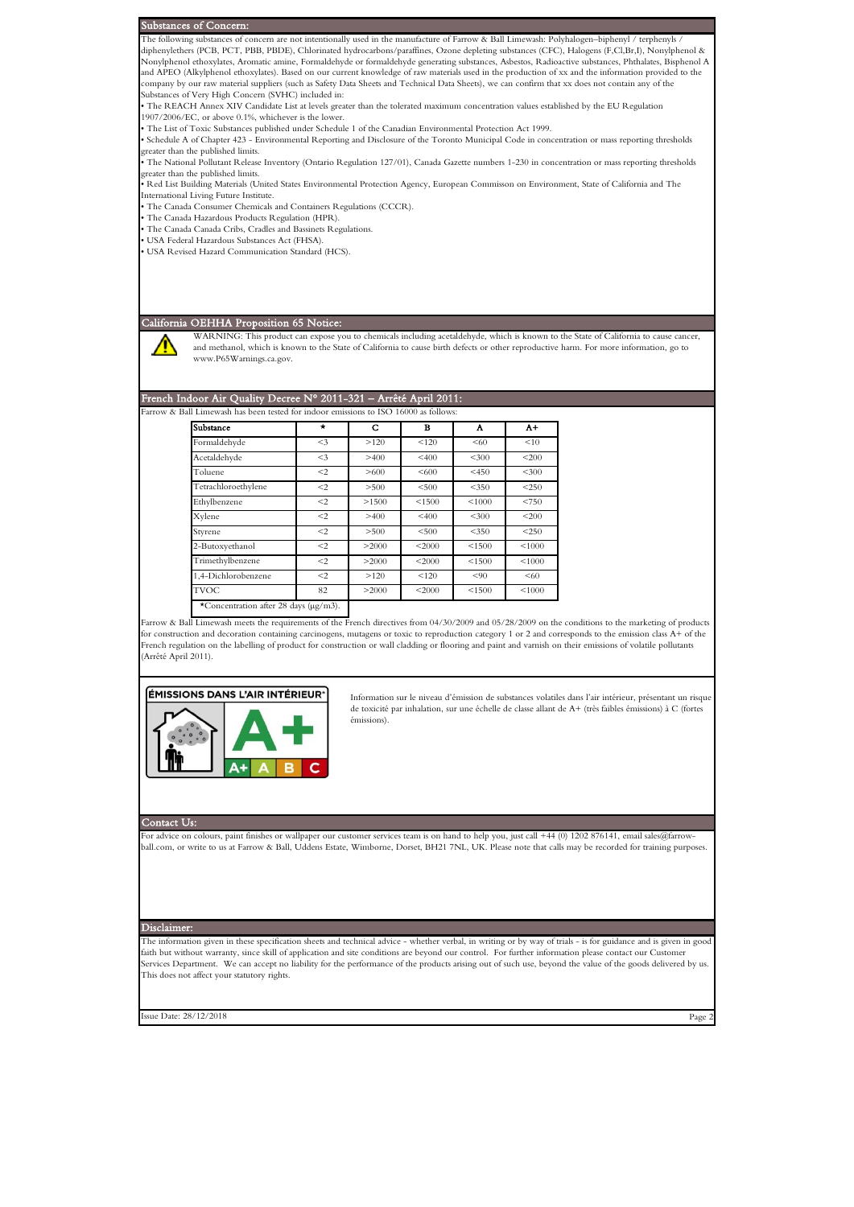## Substances of Concern:

The following substances of concern are not intentionally used in the manufacture of Farrow & Ball Limewash: Polyhalogen–biphenyl / terphenyls / diphenylethers (PCB, PCT, PBB, PBDE), Chlorinated hydrocarbons/paraffines, Ozone depleting substances (CFC), Halogens (F,Cl,Br,I), Nonylphenol & Nonylphenol ethoxylates, Aromatic amine, Formaldehyde or formaldehyde generating substances, Asbestos, Radioactive substances, Phthalates, Bisphenol A and APEO (Alkylphenol ethoxylates). Based on our current knowledge of raw materials used in the production of xx and the information provided to the company by our raw material suppliers (such as Safety Data Sheets and Technical Data Sheets), we can confirm that xx does not contain any of the Substances of Very High Concern (SVHC) included in:

- The REACH Annex XIV Candidate List at levels greater than the tolerated maximum concentration values established by the EU Regulation 1907/2006/EC, or above 0.1%, whichever is the lower.
- The List of Toxic Substances published under Schedule 1 of the Canadian Environmental Protection Act 1999.
- Schedule A of Chapter 423 - Environmental Reporting and Disclosure of the Toronto Municipal Code in concentration or mass reporting thresholds greater than the published limits.
- The National Pollutant Release Inventory (Ontario Regulation 127/01), Canada Gazette numbers 1-230 in concentration or mass reporting thresholds greater than the published limits.
- Red List Building Materials (United States Environmental Protection Agency, European Commisson on Environment, State of California and The International Living Future Institute.
- The Canada Consumer Chemicals and Containers Regulations (CCCR).
- The Canada Hazardous Products Regulation (HPR).
- The Canada Canada Cribs, Cradles and Bassinets Regulations.
- USA Federal Hazardous Substances Act (FHSA).
- USA Revised Hazard Communication Standard (HCS).

## California OEHHA Proposition 65 Notice:

WARNING: This product can expose you to chemicals including acetaldehyde, which is known to the State of California to cause cancer, and methanol, which is known to the State of California to cause birth defects or other reproductive harm. For more information, go to www.P65Warnings.ca.gov.

## French Indoor Air Quality Decree N° 2011-321 – Arrêté April 2011:

Farrow & Ball Limewash has been tested for indoor emissions to ISO 16000 as follows:

| Substance | * | C | B | A | A+ |
|---|---|---|---|---|---|
| Formaldehyde | <3 | >120 | <120 | <60 | <10 |
| Acetaldehyde | <3 | >400 | <400 | <300 | <200 |
| Toluene | <2 | >600 | <600 | <450 | <300 |
| Tetrachloroethylene | <2 | >500 | <500 | <350 | <250 |
| Ethylbenzene | <2 | >1500 | <1500 | <1000 | <750 |
| Xylene | <2 | >400 | <400 | <300 | <200 |
| Styrene | <2 | >500 | <500 | <350 | <250 |
| 2-Butoxyethanol | <2 | >2000 | <2000 | <1500 | <1000 |
| Trimethylbenzene | <2 | >2000 | <2000 | <1500 | <1000 |
| 1,4-Dichlorobenzene | <2 | >120 | <120 | <90 | <60 |
| TVOC | 82 | >2000 | <2000 | <1500 | <1000 |

*Concentration after 28 days (μg/m3).

Farrow & Ball Limewash meets the requirements of the French directives from 04/30/2009 and 05/28/2009 on the conditions to the marketing of products for construction and decoration containing carcinogens, mutagens or toxic to reproduction category 1 or 2 and corresponds to the emission class A+ of the French regulation on the labelling of product for construction or wall cladding or flooring and paint and varnish on their emissions of volatile pollutants (Arrêté April 2011).

ÉMISSIONS DANS L'AIR INTÉRIEUR*

A+

A+ A B C

Information sur le niveau d'émission de substances volatiles dans l'air intérieur, présentant un risque de toxicité par inhalation, sur une échelle de classe allant de A+ (très faibles émissions) à C (fortes émissions).

## Contact Us:

For advice on colours, paint finishes or wallpaper our customer services team is on hand to help you, just call +44 (0) 1202 876141, email sales@farrow-ball.com, or write to us at Farrow & Ball, Uddens Estate, Wimborne, Dorset, BH21 7NL, UK. Please note that calls may be recorded for training purposes.

## Disclaimer:

The information given in these specification sheets and technical advice - whether verbal, in writing or by way of trials - is for guidance and is given in good faith but without warranty, since skill of application and site conditions are beyond our control. For further information please contact our Customer Services Department. We can accept no liability for the performance of the products arising out of such use, beyond the value of the goods delivered by us. This does not affect your statutory rights.

Issue Date: 28/12/2018